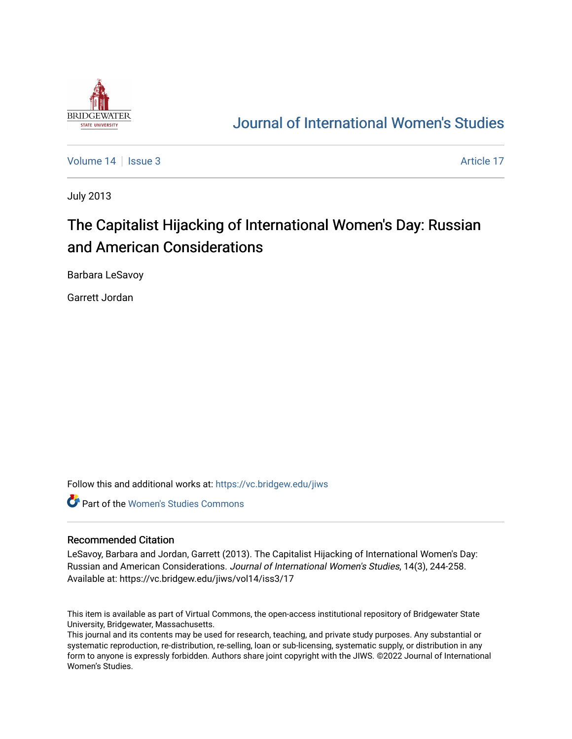Journal of International Women's Studies

Volume 14 | Issue 3 | Article 17

July 2013

# The Capitalist Hijacking of International Women's Day: Russian and American Considerations

Barbara LeSavoy

Garrett Jordan

Follow this and additional works at: https://vc.bridgew.edu/jiws

Part of the Women's Studies Commons

## Recommended Citation

LeSavoy, Barbara and Jordan, Garrett (2013). The Capitalist Hijacking of International Women's Day: Russian and American Considerations. *Journal of International Women's Studies*, 14(3), 244-258. Available at: https://vc.bridgew.edu/jiws/vol14/iss3/17

This item is available as part of Virtual Commons, the open-access institutional repository of Bridgewater State University, Bridgewater, Massachusetts.
This journal and its contents may be used for research, teaching, and private study purposes. Any substantial or systematic reproduction, re-distribution, re-selling, loan or sub-licensing, systematic supply, or distribution in any form to anyone is expressly forbidden. Authors share joint copyright with the JIWS. ©2022 Journal of International Women's Studies.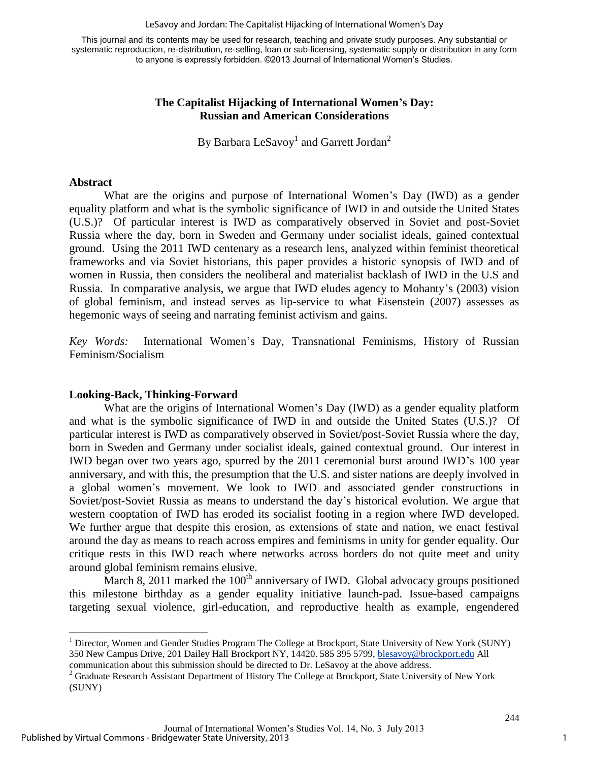This journal and its contents may be used for research, teaching and private study purposes. Any substantial or systematic reproduction, re-distribution, re-selling, loan or sub-licensing, systematic supply or distribution in any form to anyone is expressly forbidden. ©2013 Journal of International Women's Studies.

## The Capitalist Hijacking of International Women's Day: Russian and American Considerations

By Barbara LeSavoy[1] and Garrett Jordan[2]

### Abstract

What are the origins and purpose of International Women's Day (IWD) as a gender equality platform and what is the symbolic significance of IWD in and outside the United States (U.S.)? Of particular interest is IWD as comparatively observed in Soviet and post-Soviet Russia where the day, born in Sweden and Germany under socialist ideals, gained contextual ground. Using the 2011 IWD centenary as a research lens, analyzed within feminist theoretical frameworks and via Soviet historians, this paper provides a historic synopsis of IWD and of women in Russia, then considers the neoliberal and materialist backlash of IWD in the U.S and Russia. In comparative analysis, we argue that IWD eludes agency to Mohanty's (2003) vision of global feminism, and instead serves as lip-service to what Eisenstein (2007) assesses as hegemonic ways of seeing and narrating feminist activism and gains.

*Key Words:* International Women's Day, Transnational Feminisms, History of Russian Feminism/Socialism

### Looking-Back, Thinking-Forward

What are the origins of International Women's Day (IWD) as a gender equality platform and what is the symbolic significance of IWD in and outside the United States (U.S.)? Of particular interest is IWD as comparatively observed in Soviet/post-Soviet Russia where the day, born in Sweden and Germany under socialist ideals, gained contextual ground. Our interest in IWD began over two years ago, spurred by the 2011 ceremonial burst around IWD's 100 year anniversary, and with this, the presumption that the U.S. and sister nations are deeply involved in a global women's movement. We look to IWD and associated gender constructions in Soviet/post-Soviet Russia as means to understand the day's historical evolution. We argue that western cooptation of IWD has eroded its socialist footing in a region where IWD developed. We further argue that despite this erosion, as extensions of state and nation, we enact festival around the day as means to reach across empires and feminisms in unity for gender equality. Our critique rests in this IWD reach where networks across borders do not quite meet and unity around global feminism remains elusive.

March 8, 2011 marked the 100th anniversary of IWD. Global advocacy groups positioned this milestone birthday as a gender equality initiative launch-pad. Issue-based campaigns targeting sexual violence, girl-education, and reproductive health as example, engendered

[1] Director, Women and Gender Studies Program The College at Brockport, State University of New York (SUNY) 350 New Campus Drive, 201 Dailey Hall Brockport NY, 14420. 585 395 5799, blesavoy@brockport.edu All communication about this submission should be directed to Dr. LeSavoy at the above address.

[2] Graduate Research Assistant Department of History The College at Brockport, State University of New York (SUNY)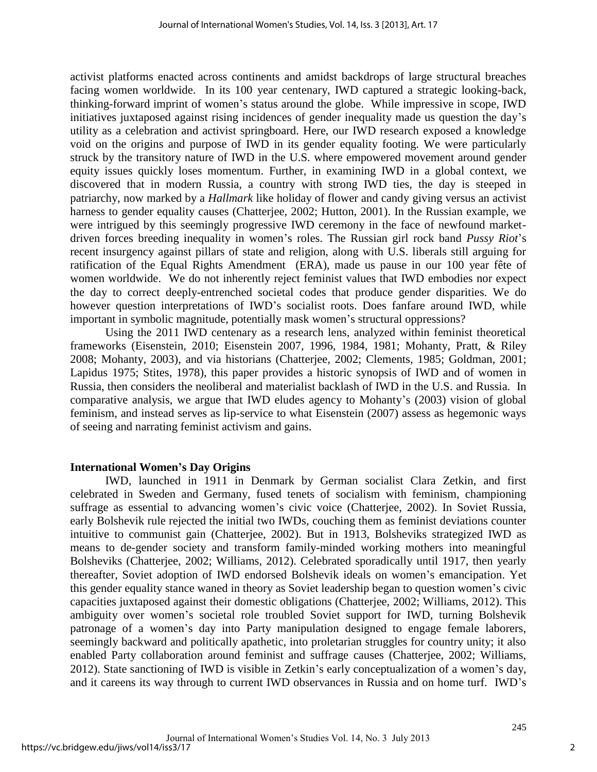activist platforms enacted across continents and amidst backdrops of large structural breaches facing women worldwide. In its 100 year centenary, IWD captured a strategic looking-back, thinking-forward imprint of women's status around the globe. While impressive in scope, IWD initiatives juxtaposed against rising incidences of gender inequality made us question the day's utility as a celebration and activist springboard. Here, our IWD research exposed a knowledge void on the origins and purpose of IWD in its gender equality footing. We were particularly struck by the transitory nature of IWD in the U.S. where empowered movement around gender equity issues quickly loses momentum. Further, in examining IWD in a global context, we discovered that in modern Russia, a country with strong IWD ties, the day is steeped in patriarchy, now marked by a ***Hallmark*** like holiday of flower and candy giving versus an activist harness to gender equality causes (Chatterjee, 2002; Hutton, 2001). In the Russian example, we were intrigued by this seemingly progressive IWD ceremony in the face of newfound market-driven forces breeding inequality in women's roles. The Russian girl rock band *Pussy Riot*'s recent insurgency against pillars of state and religion, along with U.S. liberals still arguing for ratification of the Equal Rights Amendment (ERA), made us pause in our 100 year fête of women worldwide. We do not inherently reject feminist values that IWD embodies nor expect the day to correct deeply-entrenched societal codes that produce gender disparities. We do however question interpretations of IWD's socialist roots. Does fanfare around IWD, while important in symbolic magnitude, potentially mask women's structural oppressions?

Using the 2011 IWD centenary as a research lens, analyzed within feminist theoretical frameworks (Eisenstein, 2010; Eisenstein 2007, 1996, 1984, 1981; Mohanty, Pratt, & Riley 2008; Mohanty, 2003), and via historians (Chatterjee, 2002; Clements, 1985; Goldman, 2001; Lapidus 1975; Stites, 1978), this paper provides a historic synopsis of IWD and of women in Russia, then considers the neoliberal and materialist backlash of IWD in the U.S. and Russia. In comparative analysis, we argue that IWD eludes agency to Mohanty's (2003) vision of global feminism, and instead serves as lip-service to what Eisenstein (2007) assess as hegemonic ways of seeing and narrating feminist activism and gains.

## International Women's Day Origins

IWD, launched in 1911 in Denmark by German socialist Clara Zetkin, and first celebrated in Sweden and Germany, fused tenets of socialism with feminism, championing suffrage as essential to advancing women's civic voice (Chatterjee, 2002). In Soviet Russia, early Bolshevik rule rejected the initial two IWDs, couching them as feminist deviations counter intuitive to communist gain (Chatterjee, 2002). But in 1913, Bolsheviks strategized IWD as means to de-gender society and transform family-minded working mothers into meaningful Bolsheviks (Chatterjee, 2002; Williams, 2012). Celebrated sporadically until 1917, then yearly thereafter, Soviet adoption of IWD endorsed Bolshevik ideals on women's emancipation. Yet this gender equality stance waned in theory as Soviet leadership began to question women's civic capacities juxtaposed against their domestic obligations (Chatterjee, 2002; Williams, 2012). This ambiguity over women's societal role troubled Soviet support for IWD, turning Bolshevik patronage of a women's day into Party manipulation designed to engage female laborers, seemingly backward and politically apathetic, into proletarian struggles for country unity; it also enabled Party collaboration around feminist and suffrage causes (Chatterjee, 2002; Williams, 2012). State sanctioning of IWD is visible in Zetkin's early conceptualization of a women's day, and it careens its way through to current IWD observances in Russia and on home turf. IWD's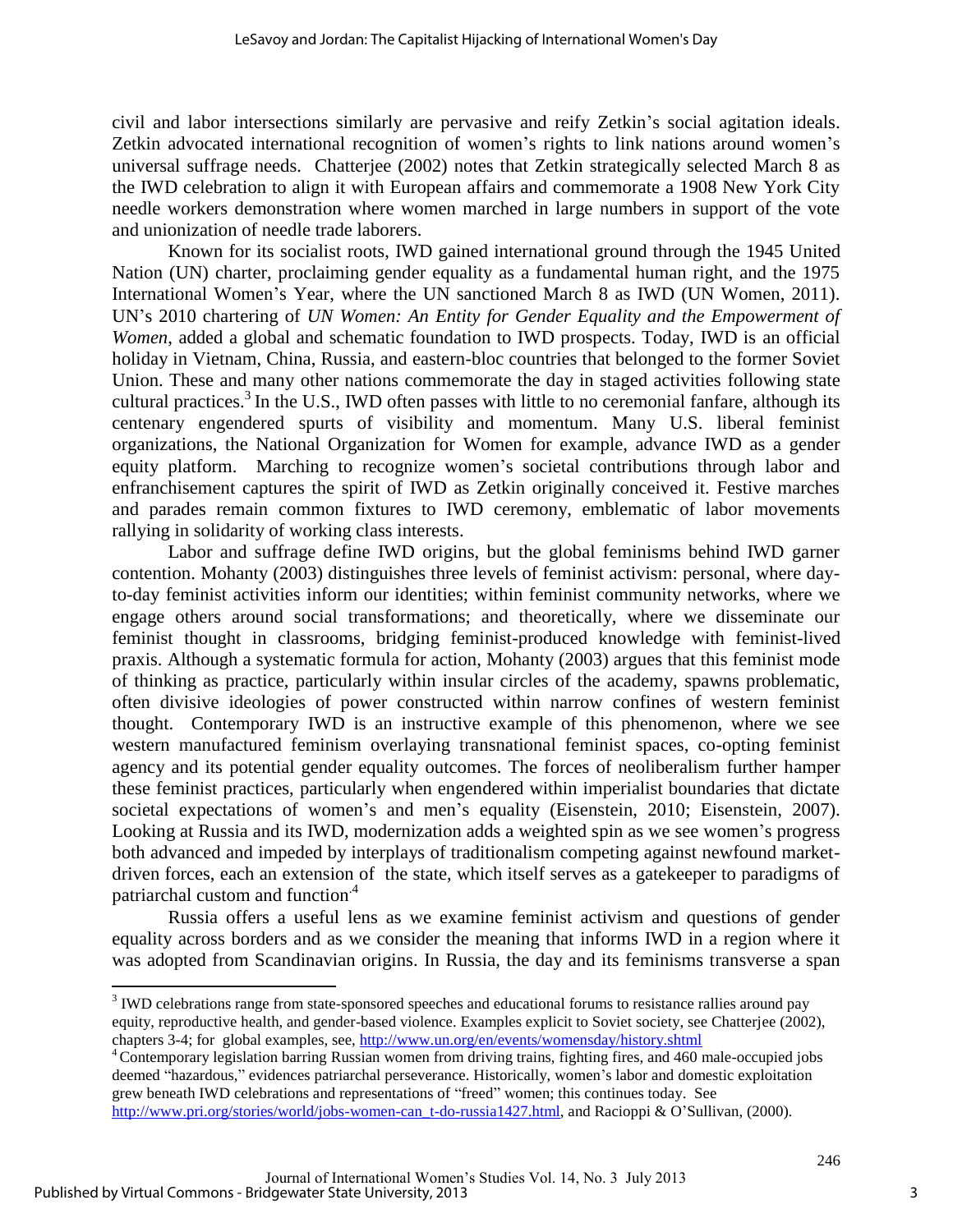civil and labor intersections similarly are pervasive and reify Zetkin's social agitation ideals. Zetkin advocated international recognition of women's rights to link nations around women's universal suffrage needs. Chatterjee (2002) notes that Zetkin strategically selected March 8 as the IWD celebration to align it with European affairs and commemorate a 1908 New York City needle workers demonstration where women marched in large numbers in support of the vote and unionization of needle trade laborers.

Known for its socialist roots, IWD gained international ground through the 1945 United Nation (UN) charter, proclaiming gender equality as a fundamental human right, and the 1975 International Women's Year, where the UN sanctioned March 8 as IWD (UN Women, 2011). UN's 2010 chartering of *UN Women: An Entity for Gender Equality and the Empowerment of Women*, added a global and schematic foundation to IWD prospects. Today, IWD is an official holiday in Vietnam, China, Russia, and eastern-bloc countries that belonged to the former Soviet Union. These and many other nations commemorate the day in staged activities following state cultural practices.[3] In the U.S., IWD often passes with little to no ceremonial fanfare, although its centenary engendered spurts of visibility and momentum. Many U.S. liberal feminist organizations, the National Organization for Women for example, advance IWD as a gender equity platform. Marching to recognize women's societal contributions through labor and enfranchisement captures the spirit of IWD as Zetkin originally conceived it. Festive marches and parades remain common fixtures to IWD ceremony, emblematic of labor movements rallying in solidarity of working class interests.

Labor and suffrage define IWD origins, but the global feminisms behind IWD garner contention. Mohanty (2003) distinguishes three levels of feminist activism: personal, where day-to-day feminist activities inform our identities; within feminist community networks, where we engage others around social transformations; and theoretically, where we disseminate our feminist thought in classrooms, bridging feminist-produced knowledge with feminist-lived praxis. Although a systematic formula for action, Mohanty (2003) argues that this feminist mode of thinking as practice, particularly within insular circles of the academy, spawns problematic, often divisive ideologies of power constructed within narrow confines of western feminist thought. Contemporary IWD is an instructive example of this phenomenon, where we see western manufactured feminism overlaying transnational feminist spaces, co-opting feminist agency and its potential gender equality outcomes. The forces of neoliberalism further hamper these feminist practices, particularly when engendered within imperialist boundaries that dictate societal expectations of women's and men's equality (Eisenstein, 2010; Eisenstein, 2007). Looking at Russia and its IWD, modernization adds a weighted spin as we see women's progress both advanced and impeded by interplays of traditionalism competing against newfound market-driven forces, each an extension of the state, which itself serves as a gatekeeper to paradigms of patriarchal custom and function.[4]

Russia offers a useful lens as we examine feminist activism and questions of gender equality across borders and as we consider the meaning that informs IWD in a region where it was adopted from Scandinavian origins. In Russia, the day and its feminisms transverse a span

---

[3] IWD celebrations range from state-sponsored speeches and educational forums to resistance rallies around pay equity, reproductive health, and gender-based violence. Examples explicit to Soviet society, see Chatterjee (2002), chapters 3-4; for global examples, see, http://www.un.org/en/events/womensday/history.shtml

[4] Contemporary legislation barring Russian women from driving trains, fighting fires, and 460 male-occupied jobs deemed "hazardous," evidences patriarchal perseverance. Historically, women's labor and domestic exploitation grew beneath IWD celebrations and representations of "freed" women; this continues today. See http://www.pri.org/stories/world/jobs-women-can_t-do-russia1427.html, and Racioppi & O'Sullivan, (2000).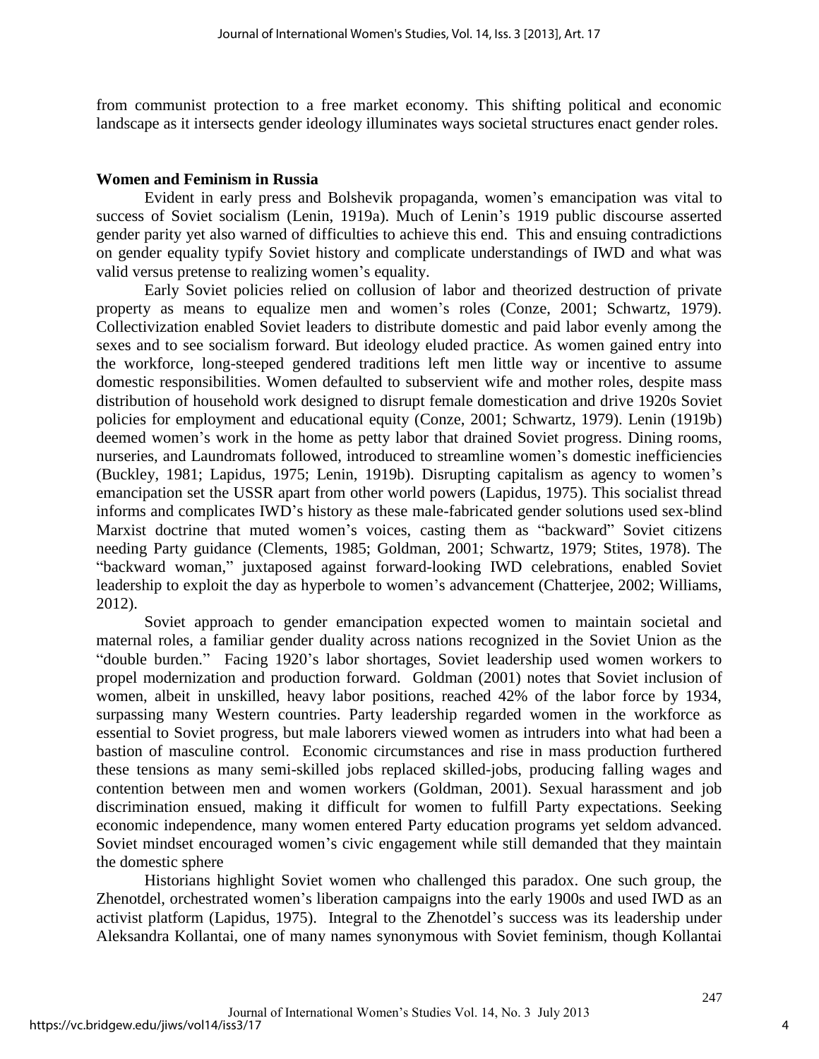from communist protection to a free market economy. This shifting political and economic landscape as it intersects gender ideology illuminates ways societal structures enact gender roles.

## Women and Feminism in Russia

Evident in early press and Bolshevik propaganda, women's emancipation was vital to success of Soviet socialism (Lenin, 1919a). Much of Lenin's 1919 public discourse asserted gender parity yet also warned of difficulties to achieve this end. This and ensuing contradictions on gender equality typify Soviet history and complicate understandings of IWD and what was valid versus pretense to realizing women's equality.

Early Soviet policies relied on collusion of labor and theorized destruction of private property as means to equalize men and women's roles (Conze, 2001; Schwartz, 1979). Collectivization enabled Soviet leaders to distribute domestic and paid labor evenly among the sexes and to see socialism forward. But ideology eluded practice. As women gained entry into the workforce, long-steeped gendered traditions left men little way or incentive to assume domestic responsibilities. Women defaulted to subservient wife and mother roles, despite mass distribution of household work designed to disrupt female domestication and drive 1920s Soviet policies for employment and educational equity (Conze, 2001; Schwartz, 1979). Lenin (1919b) deemed women's work in the home as petty labor that drained Soviet progress. Dining rooms, nurseries, and Laundromats followed, introduced to streamline women's domestic inefficiencies (Buckley, 1981; Lapidus, 1975; Lenin, 1919b). Disrupting capitalism as agency to women's emancipation set the USSR apart from other world powers (Lapidus, 1975). This socialist thread informs and complicates IWD's history as these male-fabricated gender solutions used sex-blind Marxist doctrine that muted women's voices, casting them as "backward" Soviet citizens needing Party guidance (Clements, 1985; Goldman, 2001; Schwartz, 1979; Stites, 1978). The "backward woman," juxtaposed against forward-looking IWD celebrations, enabled Soviet leadership to exploit the day as hyperbole to women's advancement (Chatterjee, 2002; Williams, 2012).

Soviet approach to gender emancipation expected women to maintain societal and maternal roles, a familiar gender duality across nations recognized in the Soviet Union as the "double burden." Facing 1920's labor shortages, Soviet leadership used women workers to propel modernization and production forward. Goldman (2001) notes that Soviet inclusion of women, albeit in unskilled, heavy labor positions, reached 42% of the labor force by 1934, surpassing many Western countries. Party leadership regarded women in the workforce as essential to Soviet progress, but male laborers viewed women as intruders into what had been a bastion of masculine control. Economic circumstances and rise in mass production furthered these tensions as many semi-skilled jobs replaced skilled-jobs, producing falling wages and contention between men and women workers (Goldman, 2001). Sexual harassment and job discrimination ensued, making it difficult for women to fulfill Party expectations. Seeking economic independence, many women entered Party education programs yet seldom advanced. Soviet mindset encouraged women's civic engagement while still demanded that they maintain the domestic sphere

Historians highlight Soviet women who challenged this paradox. One such group, the Zhenotdel, orchestrated women's liberation campaigns into the early 1900s and used IWD as an activist platform (Lapidus, 1975). Integral to the Zhenotdel's success was its leadership under Aleksandra Kollantai, one of many names synonymous with Soviet feminism, though Kollantai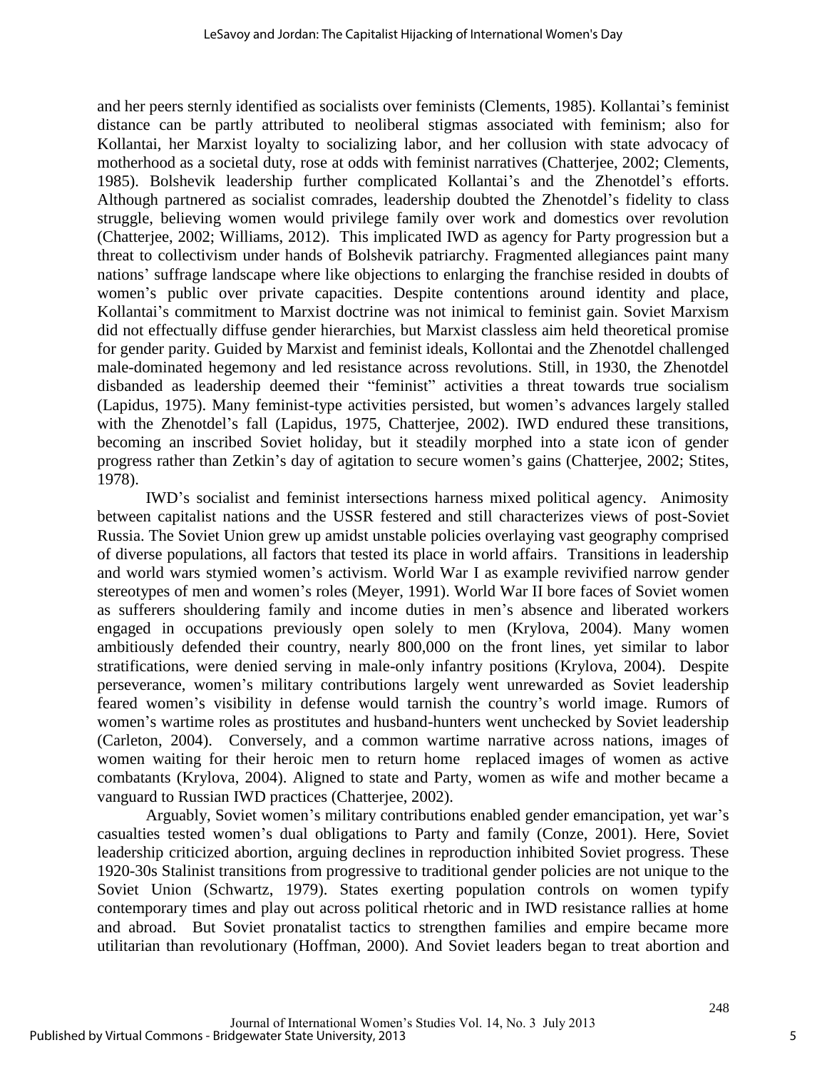and her peers sternly identified as socialists over feminists (Clements, 1985). Kollantai's feminist distance can be partly attributed to neoliberal stigmas associated with feminism; also for Kollantai, her Marxist loyalty to socializing labor, and her collusion with state advocacy of motherhood as a societal duty, rose at odds with feminist narratives (Chatterjee, 2002; Clements, 1985). Bolshevik leadership further complicated Kollantai's and the Zhenotdel's efforts. Although partnered as socialist comrades, leadership doubted the Zhenotdel's fidelity to class struggle, believing women would privilege family over work and domestics over revolution (Chatterjee, 2002; Williams, 2012). This implicated IWD as agency for Party progression but a threat to collectivism under hands of Bolshevik patriarchy. Fragmented allegiances paint many nations' suffrage landscape where like objections to enlarging the franchise resided in doubts of women's public over private capacities. Despite contentions around identity and place, Kollantai's commitment to Marxist doctrine was not inimical to feminist gain. Soviet Marxism did not effectually diffuse gender hierarchies, but Marxist classless aim held theoretical promise for gender parity. Guided by Marxist and feminist ideals, Kollontai and the Zhenotdel challenged male-dominated hegemony and led resistance across revolutions. Still, in 1930, the Zhenotdel disbanded as leadership deemed their "feminist" activities a threat towards true socialism (Lapidus, 1975). Many feminist-type activities persisted, but women's advances largely stalled with the Zhenotdel's fall (Lapidus, 1975, Chatterjee, 2002). IWD endured these transitions, becoming an inscribed Soviet holiday, but it steadily morphed into a state icon of gender progress rather than Zetkin's day of agitation to secure women's gains (Chatterjee, 2002; Stites, 1978).

IWD's socialist and feminist intersections harness mixed political agency. Animosity between capitalist nations and the USSR festered and still characterizes views of post-Soviet Russia. The Soviet Union grew up amidst unstable policies overlaying vast geography comprised of diverse populations, all factors that tested its place in world affairs. Transitions in leadership and world wars stymied women's activism. World War I as example revivified narrow gender stereotypes of men and women's roles (Meyer, 1991). World War II bore faces of Soviet women as sufferers shouldering family and income duties in men's absence and liberated workers engaged in occupations previously open solely to men (Krylova, 2004). Many women ambitiously defended their country, nearly 800,000 on the front lines, yet similar to labor stratifications, were denied serving in male-only infantry positions (Krylova, 2004). Despite perseverance, women's military contributions largely went unrewarded as Soviet leadership feared women's visibility in defense would tarnish the country's world image. Rumors of women's wartime roles as prostitutes and husband-hunters went unchecked by Soviet leadership (Carleton, 2004). Conversely, and a common wartime narrative across nations, images of women waiting for their heroic men to return home replaced images of women as active combatants (Krylova, 2004). Aligned to state and Party, women as wife and mother became a vanguard to Russian IWD practices (Chatterjee, 2002).

Arguably, Soviet women's military contributions enabled gender emancipation, yet war's casualties tested women's dual obligations to Party and family (Conze, 2001). Here, Soviet leadership criticized abortion, arguing declines in reproduction inhibited Soviet progress. These 1920-30s Stalinist transitions from progressive to traditional gender policies are not unique to the Soviet Union (Schwartz, 1979). States exerting population controls on women typify contemporary times and play out across political rhetoric and in IWD resistance rallies at home and abroad. But Soviet pronatalist tactics to strengthen families and empire became more utilitarian than revolutionary (Hoffman, 2000). And Soviet leaders began to treat abortion and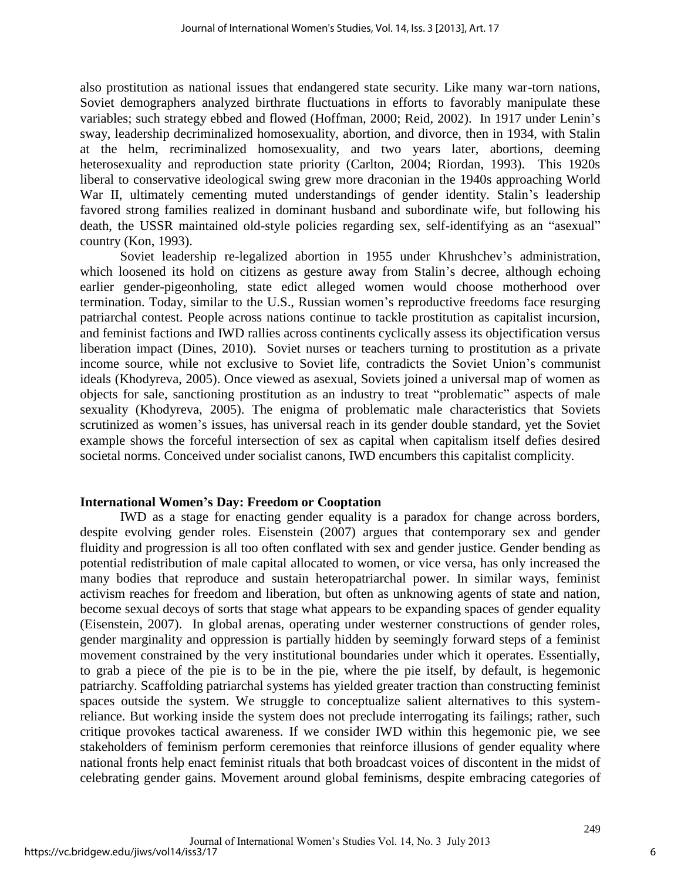also prostitution as national issues that endangered state security. Like many war-torn nations, Soviet demographers analyzed birthrate fluctuations in efforts to favorably manipulate these variables; such strategy ebbed and flowed (Hoffman, 2000; Reid, 2002). In 1917 under Lenin's sway, leadership decriminalized homosexuality, abortion, and divorce, then in 1934, with Stalin at the helm, recriminalized homosexuality, and two years later, abortions, deeming heterosexuality and reproduction state priority (Carlton, 2004; Riordan, 1993). This 1920s liberal to conservative ideological swing grew more draconian in the 1940s approaching World War II, ultimately cementing muted understandings of gender identity. Stalin's leadership favored strong families realized in dominant husband and subordinate wife, but following his death, the USSR maintained old-style policies regarding sex, self-identifying as an "asexual" country (Kon, 1993).

Soviet leadership re-legalized abortion in 1955 under Khrushchev's administration, which loosened its hold on citizens as gesture away from Stalin's decree, although echoing earlier gender-pigeonholing, state edict alleged women would choose motherhood over termination. Today, similar to the U.S., Russian women's reproductive freedoms face resurging patriarchal contest. People across nations continue to tackle prostitution as capitalist incursion, and feminist factions and IWD rallies across continents cyclically assess its objectification versus liberation impact (Dines, 2010). Soviet nurses or teachers turning to prostitution as a private income source, while not exclusive to Soviet life, contradicts the Soviet Union's communist ideals (Khodyreva, 2005). Once viewed as asexual, Soviets joined a universal map of women as objects for sale, sanctioning prostitution as an industry to treat "problematic" aspects of male sexuality (Khodyreva, 2005). The enigma of problematic male characteristics that Soviets scrutinized as women's issues, has universal reach in its gender double standard, yet the Soviet example shows the forceful intersection of sex as capital when capitalism itself defies desired societal norms. Conceived under socialist canons, IWD encumbers this capitalist complicity.

## International Women's Day: Freedom or Cooptation

IWD as a stage for enacting gender equality is a paradox for change across borders, despite evolving gender roles. Eisenstein (2007) argues that contemporary sex and gender fluidity and progression is all too often conflated with sex and gender justice. Gender bending as potential redistribution of male capital allocated to women, or vice versa, has only increased the many bodies that reproduce and sustain heteropatriarchal power. In similar ways, feminist activism reaches for freedom and liberation, but often as unknowing agents of state and nation, become sexual decoys of sorts that stage what appears to be expanding spaces of gender equality (Eisenstein, 2007). In global arenas, operating under westerner constructions of gender roles, gender marginality and oppression is partially hidden by seemingly forward steps of a feminist movement constrained by the very institutional boundaries under which it operates. Essentially, to grab a piece of the pie is to be in the pie, where the pie itself, by default, is hegemonic patriarchy. Scaffolding patriarchal systems has yielded greater traction than constructing feminist spaces outside the system. We struggle to conceptualize salient alternatives to this system-reliance. But working inside the system does not preclude interrogating its failings; rather, such critique provokes tactical awareness. If we consider IWD within this hegemonic pie, we see stakeholders of feminism perform ceremonies that reinforce illusions of gender equality where national fronts help enact feminist rituals that both broadcast voices of discontent in the midst of celebrating gender gains. Movement around global feminisms, despite embracing categories of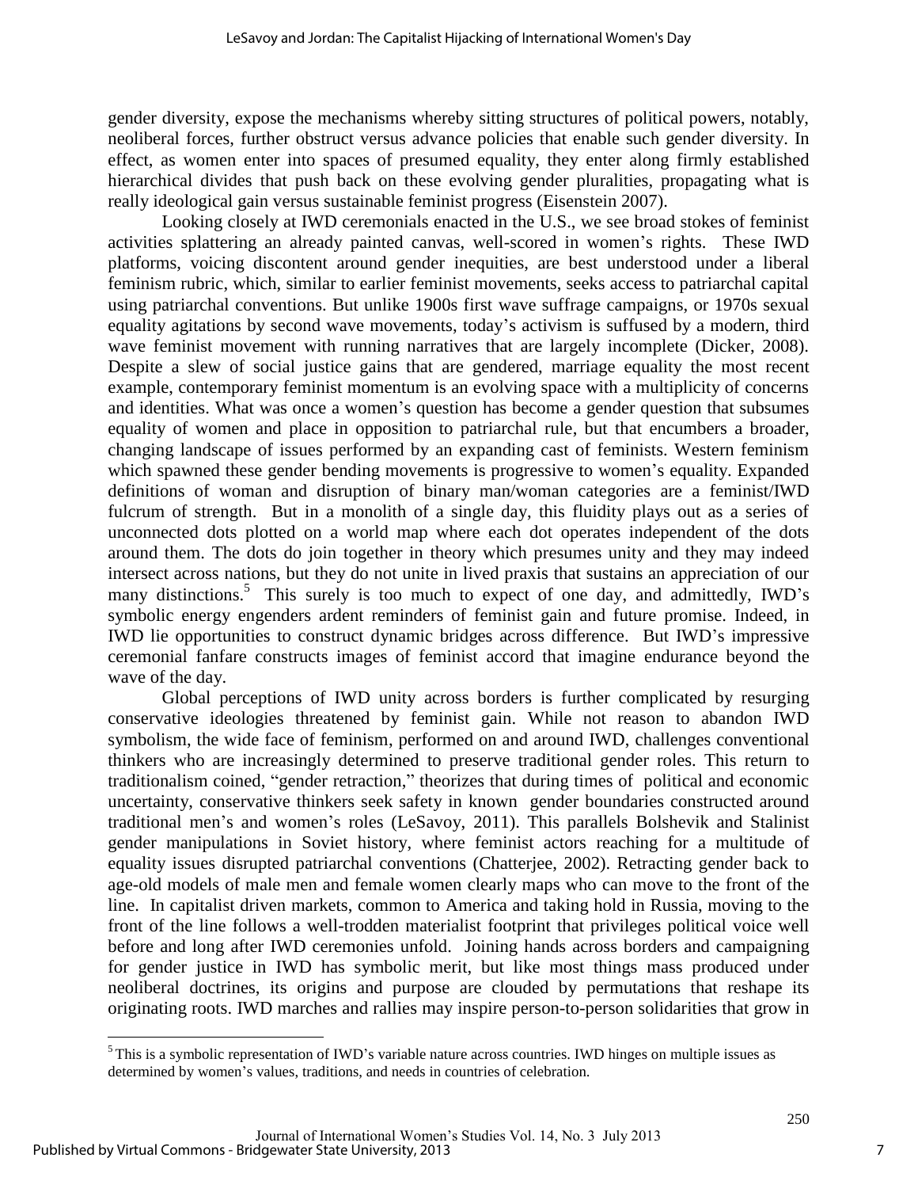gender diversity, expose the mechanisms whereby sitting structures of political powers, notably, neoliberal forces, further obstruct versus advance policies that enable such gender diversity. In effect, as women enter into spaces of presumed equality, they enter along firmly established hierarchical divides that push back on these evolving gender pluralities, propagating what is really ideological gain versus sustainable feminist progress (Eisenstein 2007).

Looking closely at IWD ceremonials enacted in the U.S., we see broad stokes of feminist activities splattering an already painted canvas, well-scored in women's rights. These IWD platforms, voicing discontent around gender inequities, are best understood under a liberal feminism rubric, which, similar to earlier feminist movements, seeks access to patriarchal capital using patriarchal conventions. But unlike 1900s first wave suffrage campaigns, or 1970s sexual equality agitations by second wave movements, today's activism is suffused by a modern, third wave feminist movement with running narratives that are largely incomplete (Dicker, 2008). Despite a slew of social justice gains that are gendered, marriage equality the most recent example, contemporary feminist momentum is an evolving space with a multiplicity of concerns and identities. What was once a women's question has become a gender question that subsumes equality of women and place in opposition to patriarchal rule, but that encumbers a broader, changing landscape of issues performed by an expanding cast of feminists. Western feminism which spawned these gender bending movements is progressive to women's equality. Expanded definitions of woman and disruption of binary man/woman categories are a feminist/IWD fulcrum of strength. But in a monolith of a single day, this fluidity plays out as a series of unconnected dots plotted on a world map where each dot operates independent of the dots around them. The dots do join together in theory which presumes unity and they may indeed intersect across nations, but they do not unite in lived praxis that sustains an appreciation of our many distinctions.[5] This surely is too much to expect of one day, and admittedly, IWD's symbolic energy engenders ardent reminders of feminist gain and future promise. Indeed, in IWD lie opportunities to construct dynamic bridges across difference. But IWD's impressive ceremonial fanfare constructs images of feminist accord that imagine endurance beyond the wave of the day.

Global perceptions of IWD unity across borders is further complicated by resurging conservative ideologies threatened by feminist gain. While not reason to abandon IWD symbolism, the wide face of feminism, performed on and around IWD, challenges conventional thinkers who are increasingly determined to preserve traditional gender roles. This return to traditionalism coined, "gender retraction," theorizes that during times of political and economic uncertainty, conservative thinkers seek safety in known gender boundaries constructed around traditional men's and women's roles (LeSavoy, 2011). This parallels Bolshevik and Stalinist gender manipulations in Soviet history, where feminist actors reaching for a multitude of equality issues disrupted patriarchal conventions (Chatterjee, 2002). Retracting gender back to age-old models of male men and female women clearly maps who can move to the front of the line. In capitalist driven markets, common to America and taking hold in Russia, moving to the front of the line follows a well-trodden materialist footprint that privileges political voice well before and long after IWD ceremonies unfold. Joining hands across borders and campaigning for gender justice in IWD has symbolic merit, but like most things mass produced under neoliberal doctrines, its origins and purpose are clouded by permutations that reshape its originating roots. IWD marches and rallies may inspire person-to-person solidarities that grow in

[5] This is a symbolic representation of IWD's variable nature across countries. IWD hinges on multiple issues as determined by women's values, traditions, and needs in countries of celebration.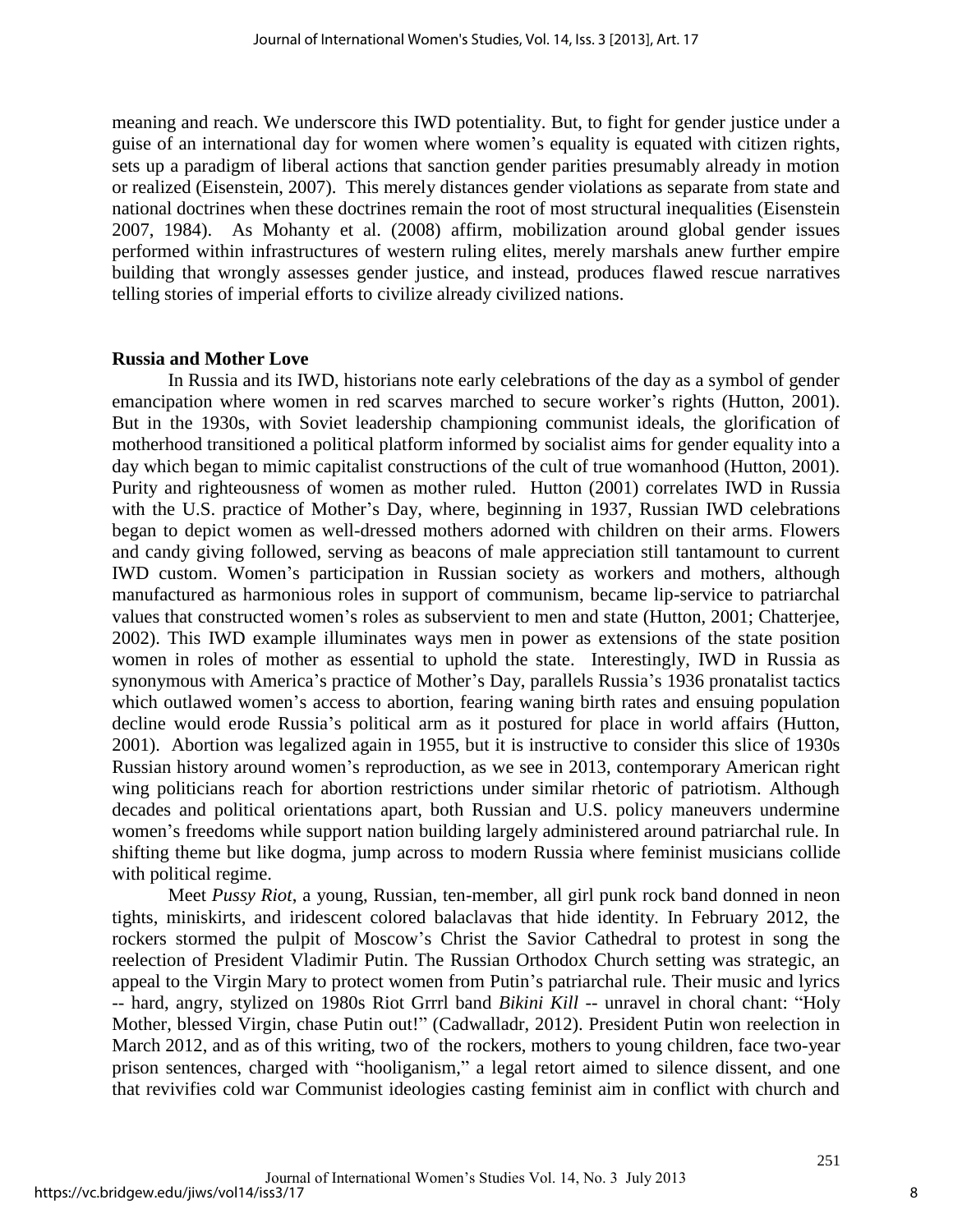meaning and reach. We underscore this IWD potentiality. But, to fight for gender justice under a guise of an international day for women where women's equality is equated with citizen rights, sets up a paradigm of liberal actions that sanction gender parities presumably already in motion or realized (Eisenstein, 2007). This merely distances gender violations as separate from state and national doctrines when these doctrines remain the root of most structural inequalities (Eisenstein 2007, 1984). As Mohanty et al. (2008) affirm, mobilization around global gender issues performed within infrastructures of western ruling elites, merely marshals anew further empire building that wrongly assesses gender justice, and instead, produces flawed rescue narratives telling stories of imperial efforts to civilize already civilized nations.

**Russia and Mother Love**

In Russia and its IWD, historians note early celebrations of the day as a symbol of gender emancipation where women in red scarves marched to secure worker's rights (Hutton, 2001). But in the 1930s, with Soviet leadership championing communist ideals, the glorification of motherhood transitioned a political platform informed by socialist aims for gender equality into a day which began to mimic capitalist constructions of the cult of true womanhood (Hutton, 2001). Purity and righteousness of women as mother ruled. Hutton (2001) correlates IWD in Russia with the U.S. practice of Mother's Day, where, beginning in 1937, Russian IWD celebrations began to depict women as well-dressed mothers adorned with children on their arms. Flowers and candy giving followed, serving as beacons of male appreciation still tantamount to current IWD custom. Women's participation in Russian society as workers and mothers, although manufactured as harmonious roles in support of communism, became lip-service to patriarchal values that constructed women's roles as subservient to men and state (Hutton, 2001; Chatterjee, 2002). This IWD example illuminates ways men in power as extensions of the state position women in roles of mother as essential to uphold the state. Interestingly, IWD in Russia as synonymous with America's practice of Mother's Day, parallels Russia's 1936 pronatalist tactics which outlawed women's access to abortion, fearing waning birth rates and ensuing population decline would erode Russia's political arm as it postured for place in world affairs (Hutton, 2001). Abortion was legalized again in 1955, but it is instructive to consider this slice of 1930s Russian history around women's reproduction, as we see in 2013, contemporary American right wing politicians reach for abortion restrictions under similar rhetoric of patriotism. Although decades and political orientations apart, both Russian and U.S. policy maneuvers undermine women's freedoms while support nation building largely administered around patriarchal rule. In shifting theme but like dogma, jump across to modern Russia where feminist musicians collide with political regime.

Meet *Pussy Riot*, a young, Russian, ten-member, all girl punk rock band donned in neon tights, miniskirts, and iridescent colored balaclavas that hide identity. In February 2012, the rockers stormed the pulpit of Moscow's Christ the Savior Cathedral to protest in song the reelection of President Vladimir Putin. The Russian Orthodox Church setting was strategic, an appeal to the Virgin Mary to protect women from Putin's patriarchal rule. Their music and lyrics -- hard, angry, stylized on 1980s Riot Grrrl band *Bikini Kill* -- unravel in choral chant: "Holy Mother, blessed Virgin, chase Putin out!" (Cadwalladr, 2012). President Putin won reelection in March 2012, and as of this writing, two of the rockers, mothers to young children, face two-year prison sentences, charged with "hooliganism," a legal retort aimed to silence dissent, and one that revivifies cold war Communist ideologies casting feminist aim in conflict with church and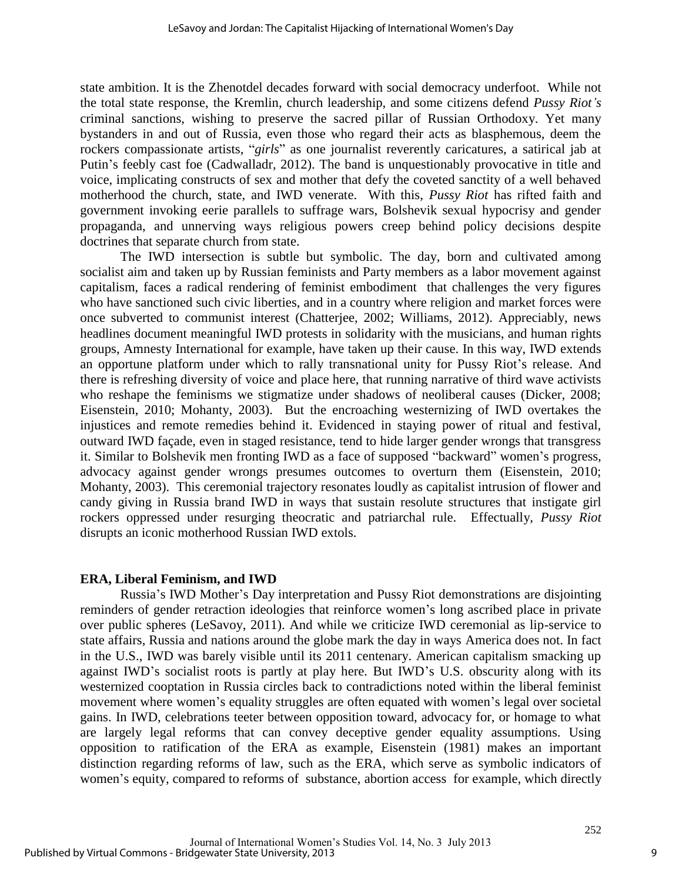state ambition. It is the Zhenotdel decades forward with social democracy underfoot. While not the total state response, the Kremlin, church leadership, and some citizens defend *Pussy Riot's* criminal sanctions, wishing to preserve the sacred pillar of Russian Orthodoxy. Yet many bystanders in and out of Russia, even those who regard their acts as blasphemous, deem the rockers compassionate artists, "*girls*" as one journalist reverently caricatures, a satirical jab at Putin's feebly cast foe (Cadwalladr, 2012). The band is unquestionably provocative in title and voice, implicating constructs of sex and mother that defy the coveted sanctity of a well behaved motherhood the church, state, and IWD venerate. With this, *Pussy Riot* has rifted faith and government invoking eerie parallels to suffrage wars, Bolshevik sexual hypocrisy and gender propaganda, and unnerving ways religious powers creep behind policy decisions despite doctrines that separate church from state.

The IWD intersection is subtle but symbolic. The day, born and cultivated among socialist aim and taken up by Russian feminists and Party members as a labor movement against capitalism, faces a radical rendering of feminist embodiment that challenges the very figures who have sanctioned such civic liberties, and in a country where religion and market forces were once subverted to communist interest (Chatterjee, 2002; Williams, 2012). Appreciably, news headlines document meaningful IWD protests in solidarity with the musicians, and human rights groups, Amnesty International for example, have taken up their cause. In this way, IWD extends an opportune platform under which to rally transnational unity for Pussy Riot's release. And there is refreshing diversity of voice and place here, that running narrative of third wave activists who reshape the feminisms we stigmatize under shadows of neoliberal causes (Dicker, 2008; Eisenstein, 2010; Mohanty, 2003). But the encroaching westernizing of IWD overtakes the injustices and remote remedies behind it. Evidenced in staying power of ritual and festival, outward IWD façade, even in staged resistance, tend to hide larger gender wrongs that transgress it. Similar to Bolshevik men fronting IWD as a face of supposed "backward" women's progress, advocacy against gender wrongs presumes outcomes to overturn them (Eisenstein, 2010; Mohanty, 2003). This ceremonial trajectory resonates loudly as capitalist intrusion of flower and candy giving in Russia brand IWD in ways that sustain resolute structures that instigate girl rockers oppressed under resurging theocratic and patriarchal rule. Effectually, *Pussy Riot* disrupts an iconic motherhood Russian IWD extols.

## ERA, Liberal Feminism, and IWD

Russia's IWD Mother's Day interpretation and Pussy Riot demonstrations are disjointing reminders of gender retraction ideologies that reinforce women's long ascribed place in private over public spheres (LeSavoy, 2011). And while we criticize IWD ceremonial as lip-service to state affairs, Russia and nations around the globe mark the day in ways America does not. In fact in the U.S., IWD was barely visible until its 2011 centenary. American capitalism smacking up against IWD's socialist roots is partly at play here. But IWD's U.S. obscurity along with its westernized cooptation in Russia circles back to contradictions noted within the liberal feminist movement where women's equality struggles are often equated with women's legal over societal gains. In IWD, celebrations teeter between opposition toward, advocacy for, or homage to what are largely legal reforms that can convey deceptive gender equality assumptions. Using opposition to ratification of the ERA as example, Eisenstein (1981) makes an important distinction regarding reforms of law, such as the ERA, which serve as symbolic indicators of women's equity, compared to reforms of substance, abortion access for example, which directly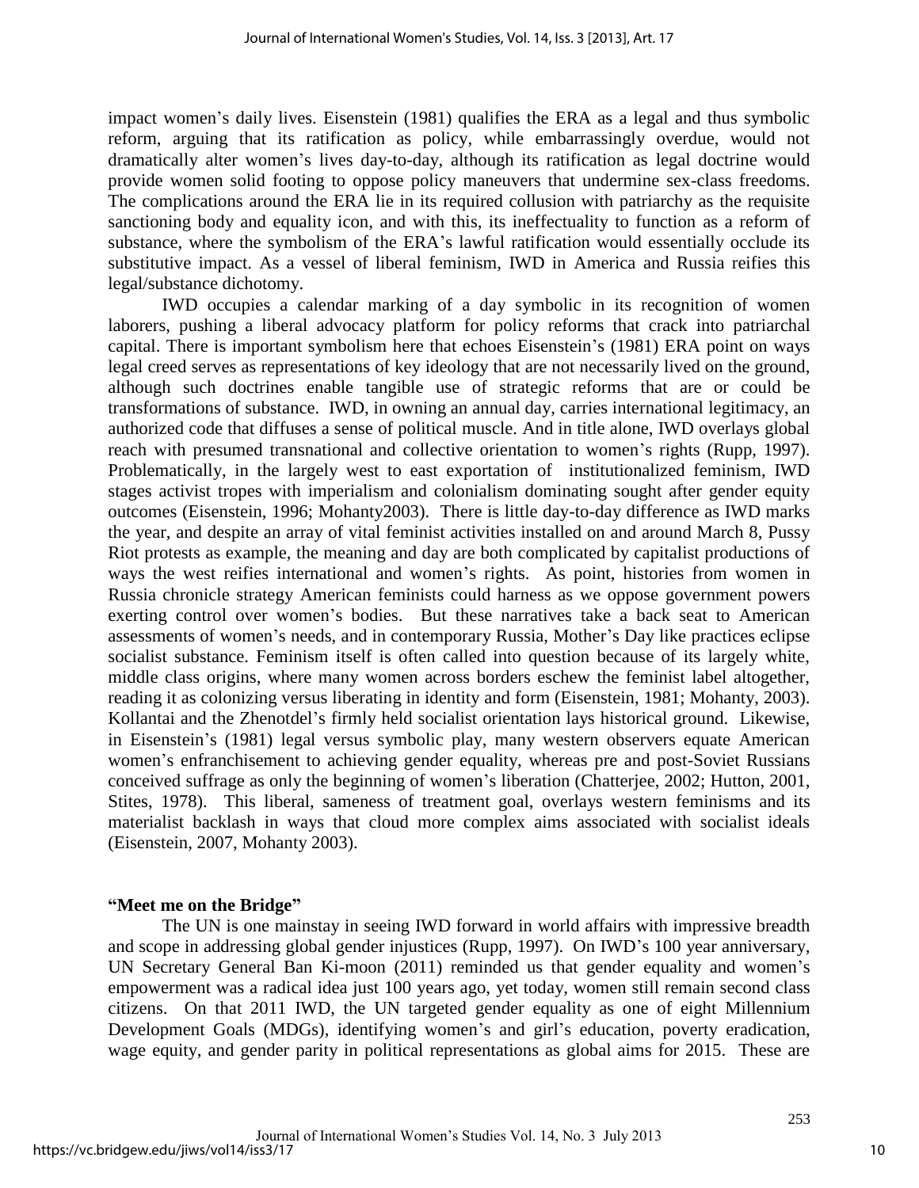impact women's daily lives. Eisenstein (1981) qualifies the ERA as a legal and thus symbolic reform, arguing that its ratification as policy, while embarrassingly overdue, would not dramatically alter women's lives day-to-day, although its ratification as legal doctrine would provide women solid footing to oppose policy maneuvers that undermine sex-class freedoms. The complications around the ERA lie in its required collusion with patriarchy as the requisite sanctioning body and equality icon, and with this, its ineffectuality to function as a reform of substance, where the symbolism of the ERA's lawful ratification would essentially occlude its substitutive impact. As a vessel of liberal feminism, IWD in America and Russia reifies this legal/substance dichotomy.

IWD occupies a calendar marking of a day symbolic in its recognition of women laborers, pushing a liberal advocacy platform for policy reforms that crack into patriarchal capital. There is important symbolism here that echoes Eisenstein's (1981) ERA point on ways legal creed serves as representations of key ideology that are not necessarily lived on the ground, although such doctrines enable tangible use of strategic reforms that are or could be transformations of substance. IWD, in owning an annual day, carries international legitimacy, an authorized code that diffuses a sense of political muscle. And in title alone, IWD overlays global reach with presumed transnational and collective orientation to women's rights (Rupp, 1997). Problematically, in the largely west to east exportation of institutionalized feminism, IWD stages activist tropes with imperialism and colonialism dominating sought after gender equity outcomes (Eisenstein, 1996; Mohanty2003). There is little day-to-day difference as IWD marks the year, and despite an array of vital feminist activities installed on and around March 8, Pussy Riot protests as example, the meaning and day are both complicated by capitalist productions of ways the west reifies international and women's rights. As point, histories from women in Russia chronicle strategy American feminists could harness as we oppose government powers exerting control over women's bodies. But these narratives take a back seat to American assessments of women's needs, and in contemporary Russia, Mother's Day like practices eclipse socialist substance. Feminism itself is often called into question because of its largely white, middle class origins, where many women across borders eschew the feminist label altogether, reading it as colonizing versus liberating in identity and form (Eisenstein, 1981; Mohanty, 2003). Kollantai and the Zhenotdel's firmly held socialist orientation lays historical ground. Likewise, in Eisenstein's (1981) legal versus symbolic play, many western observers equate American women's enfranchisement to achieving gender equality, whereas pre and post-Soviet Russians conceived suffrage as only the beginning of women's liberation (Chatterjee, 2002; Hutton, 2001, Stites, 1978). This liberal, sameness of treatment goal, overlays western feminisms and its materialist backlash in ways that cloud more complex aims associated with socialist ideals (Eisenstein, 2007, Mohanty 2003).

## "Meet me on the Bridge"

The UN is one mainstay in seeing IWD forward in world affairs with impressive breadth and scope in addressing global gender injustices (Rupp, 1997). On IWD's 100 year anniversary, UN Secretary General Ban Ki-moon (2011) reminded us that gender equality and women's empowerment was a radical idea just 100 years ago, yet today, women still remain second class citizens. On that 2011 IWD, the UN targeted gender equality as one of eight Millennium Development Goals (MDGs), identifying women's and girl's education, poverty eradication, wage equity, and gender parity in political representations as global aims for 2015. These are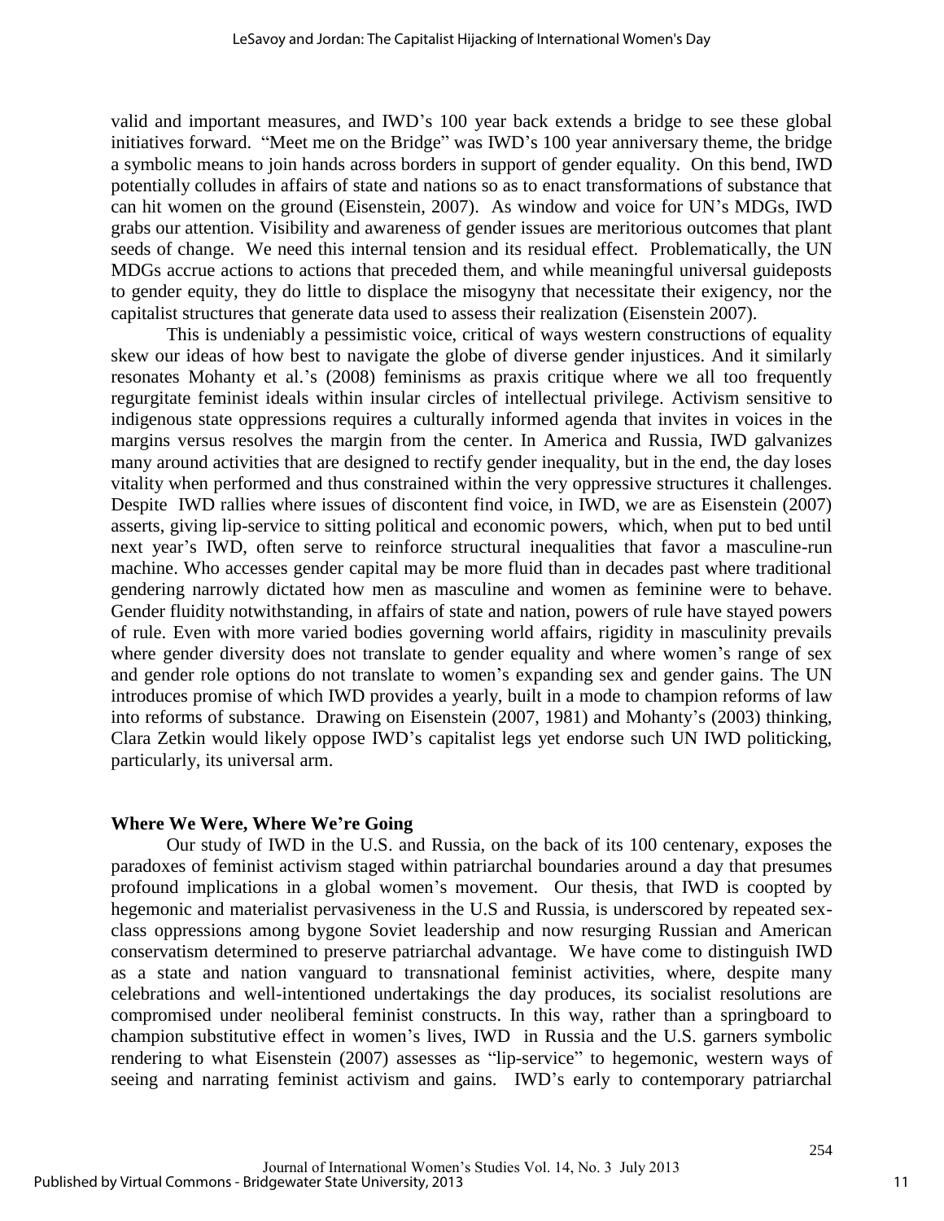valid and important measures, and IWD's 100 year back extends a bridge to see these global initiatives forward. "Meet me on the Bridge" was IWD's 100 year anniversary theme, the bridge a symbolic means to join hands across borders in support of gender equality. On this bend, IWD potentially colludes in affairs of state and nations so as to enact transformations of substance that can hit women on the ground (Eisenstein, 2007). As window and voice for UN's MDGs, IWD grabs our attention. Visibility and awareness of gender issues are meritorious outcomes that plant seeds of change. We need this internal tension and its residual effect. Problematically, the UN MDGs accrue actions to actions that preceded them, and while meaningful universal guideposts to gender equity, they do little to displace the misogyny that necessitate their exigency, nor the capitalist structures that generate data used to assess their realization (Eisenstein 2007).

This is undeniably a pessimistic voice, critical of ways western constructions of equality skew our ideas of how best to navigate the globe of diverse gender injustices. And it similarly resonates Mohanty et al.'s (2008) feminisms as praxis critique where we all too frequently regurgitate feminist ideals within insular circles of intellectual privilege. Activism sensitive to indigenous state oppressions requires a culturally informed agenda that invites in voices in the margins versus resolves the margin from the center. In America and Russia, IWD galvanizes many around activities that are designed to rectify gender inequality, but in the end, the day loses vitality when performed and thus constrained within the very oppressive structures it challenges. Despite IWD rallies where issues of discontent find voice, in IWD, we are as Eisenstein (2007) asserts, giving lip-service to sitting political and economic powers, which, when put to bed until next year's IWD, often serve to reinforce structural inequalities that favor a masculine-run machine. Who accesses gender capital may be more fluid than in decades past where traditional gendering narrowly dictated how men as masculine and women as feminine were to behave. Gender fluidity notwithstanding, in affairs of state and nation, powers of rule have stayed powers of rule. Even with more varied bodies governing world affairs, rigidity in masculinity prevails where gender diversity does not translate to gender equality and where women's range of sex and gender role options do not translate to women's expanding sex and gender gains. The UN introduces promise of which IWD provides a yearly, built in a mode to champion reforms of law into reforms of substance. Drawing on Eisenstein (2007, 1981) and Mohanty's (2003) thinking, Clara Zetkin would likely oppose IWD's capitalist legs yet endorse such UN IWD politicking, particularly, its universal arm.

## Where We Were, Where We're Going

Our study of IWD in the U.S. and Russia, on the back of its 100 centenary, exposes the paradoxes of feminist activism staged within patriarchal boundaries around a day that presumes profound implications in a global women's movement. Our thesis, that IWD is coopted by hegemonic and materialist pervasiveness in the U.S and Russia, is underscored by repeated sex-class oppressions among bygone Soviet leadership and now resurging Russian and American conservatism determined to preserve patriarchal advantage. We have come to distinguish IWD as a state and nation vanguard to transnational feminist activities, where, despite many celebrations and well-intentioned undertakings the day produces, its socialist resolutions are compromised under neoliberal feminist constructs. In this way, rather than a springboard to champion substitutive effect in women's lives, IWD in Russia and the U.S. garners symbolic rendering to what Eisenstein (2007) assesses as "lip-service" to hegemonic, western ways of seeing and narrating feminist activism and gains. IWD's early to contemporary patriarchal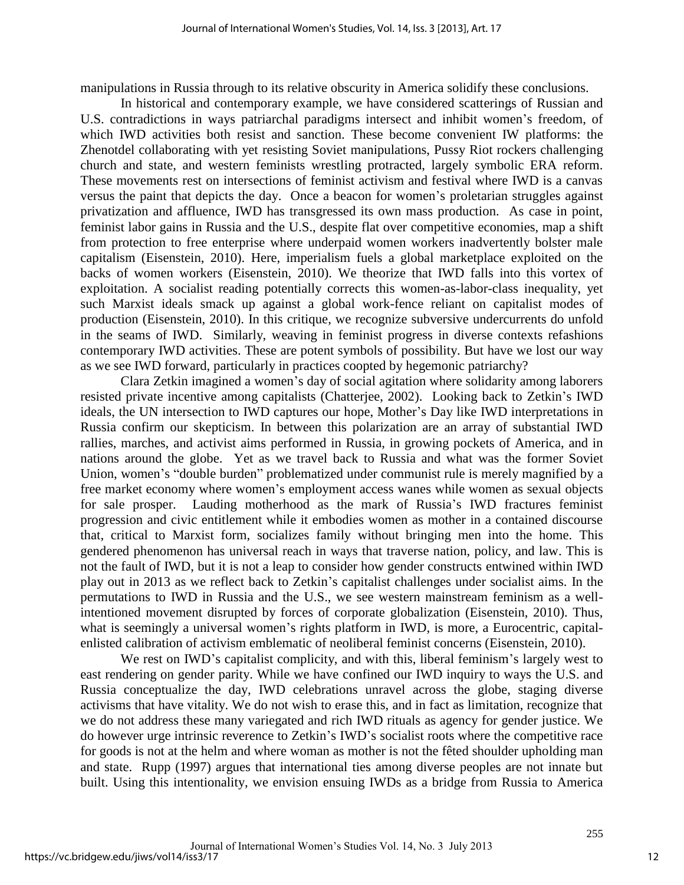manipulations in Russia through to its relative obscurity in America solidify these conclusions.

In historical and contemporary example, we have considered scatterings of Russian and U.S. contradictions in ways patriarchal paradigms intersect and inhibit women's freedom, of which IWD activities both resist and sanction. These become convenient IW platforms: the Zhenotdel collaborating with yet resisting Soviet manipulations, Pussy Riot rockers challenging church and state, and western feminists wrestling protracted, largely symbolic ERA reform. These movements rest on intersections of feminist activism and festival where IWD is a canvas versus the paint that depicts the day. Once a beacon for women's proletarian struggles against privatization and affluence, IWD has transgressed its own mass production. As case in point, feminist labor gains in Russia and the U.S., despite flat over competitive economies, map a shift from protection to free enterprise where underpaid women workers inadvertently bolster male capitalism (Eisenstein, 2010). Here, imperialism fuels a global marketplace exploited on the backs of women workers (Eisenstein, 2010). We theorize that IWD falls into this vortex of exploitation. A socialist reading potentially corrects this women-as-labor-class inequality, yet such Marxist ideals smack up against a global work-fence reliant on capitalist modes of production (Eisenstein, 2010). In this critique, we recognize subversive undercurrents do unfold in the seams of IWD. Similarly, weaving in feminist progress in diverse contexts refashions contemporary IWD activities. These are potent symbols of possibility. But have we lost our way as we see IWD forward, particularly in practices coopted by hegemonic patriarchy?

Clara Zetkin imagined a women's day of social agitation where solidarity among laborers resisted private incentive among capitalists (Chatterjee, 2002). Looking back to Zetkin's IWD ideals, the UN intersection to IWD captures our hope, Mother's Day like IWD interpretations in Russia confirm our skepticism. In between this polarization are an array of substantial IWD rallies, marches, and activist aims performed in Russia, in growing pockets of America, and in nations around the globe. Yet as we travel back to Russia and what was the former Soviet Union, women's "double burden" problematized under communist rule is merely magnified by a free market economy where women's employment access wanes while women as sexual objects for sale prosper. Lauding motherhood as the mark of Russia's IWD fractures feminist progression and civic entitlement while it embodies women as mother in a contained discourse that, critical to Marxist form, socializes family without bringing men into the home. This gendered phenomenon has universal reach in ways that traverse nation, policy, and law. This is not the fault of IWD, but it is not a leap to consider how gender constructs entwined within IWD play out in 2013 as we reflect back to Zetkin's capitalist challenges under socialist aims. In the permutations to IWD in Russia and the U.S., we see western mainstream feminism as a well-intentioned movement disrupted by forces of corporate globalization (Eisenstein, 2010). Thus, what is seemingly a universal women's rights platform in IWD, is more, a Eurocentric, capital-enlisted calibration of activism emblematic of neoliberal feminist concerns (Eisenstein, 2010).

We rest on IWD's capitalist complicity, and with this, liberal feminism's largely west to east rendering on gender parity. While we have confined our IWD inquiry to ways the U.S. and Russia conceptualize the day, IWD celebrations unravel across the globe, staging diverse activisms that have vitality. We do not wish to erase this, and in fact as limitation, recognize that we do not address these many variegated and rich IWD rituals as agency for gender justice. We do however urge intrinsic reverence to Zetkin's IWD's socialist roots where the competitive race for goods is not at the helm and where woman as mother is not the fêted shoulder upholding man and state. Rupp (1997) argues that international ties among diverse peoples are not innate but built. Using this intentionality, we envision ensuing IWDs as a bridge from Russia to America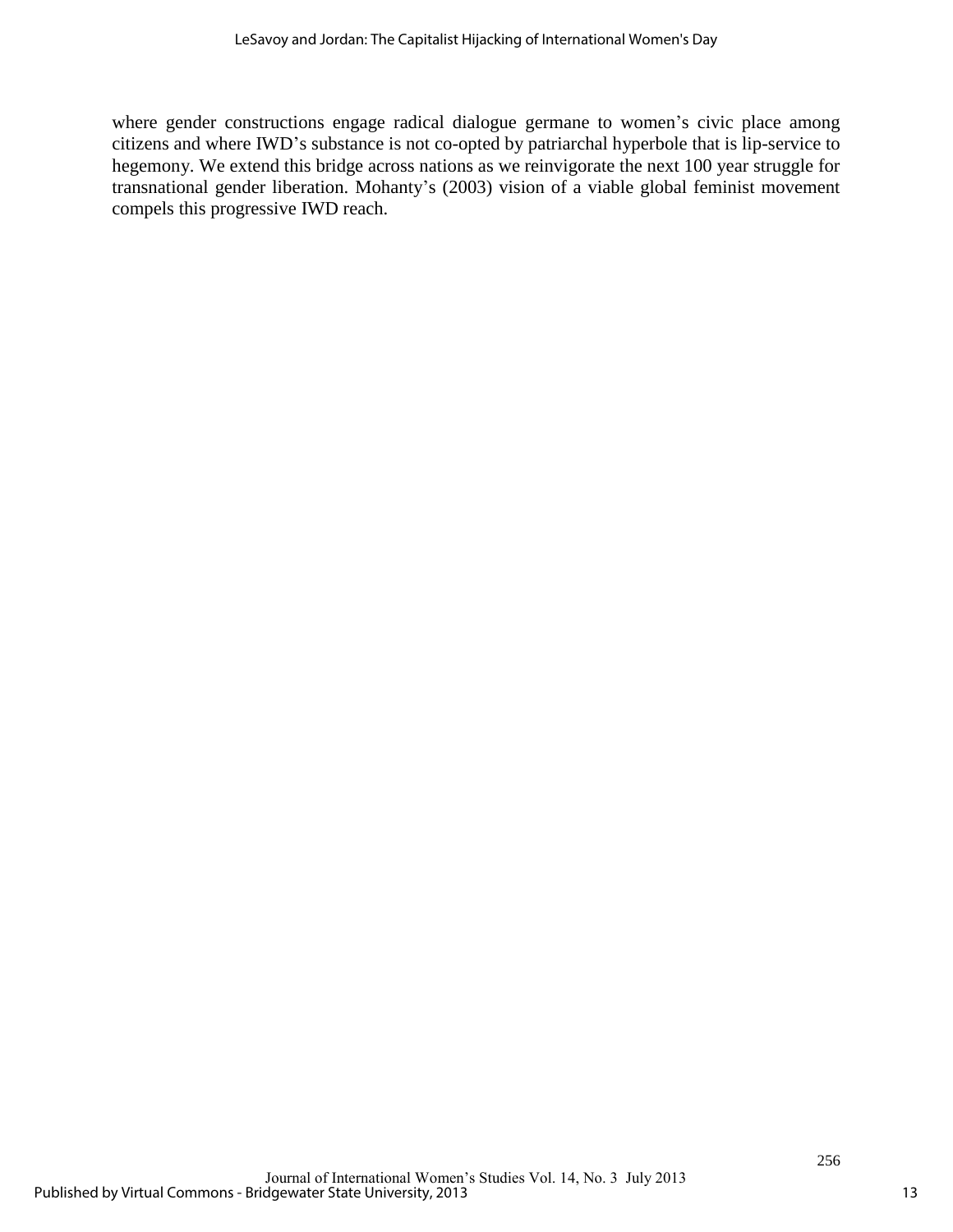where gender constructions engage radical dialogue germane to women's civic place among citizens and where IWD's substance is not co-opted by patriarchal hyperbole that is lip-service to hegemony. We extend this bridge across nations as we reinvigorate the next 100 year struggle for transnational gender liberation. Mohanty's (2003) vision of a viable global feminist movement compels this progressive IWD reach.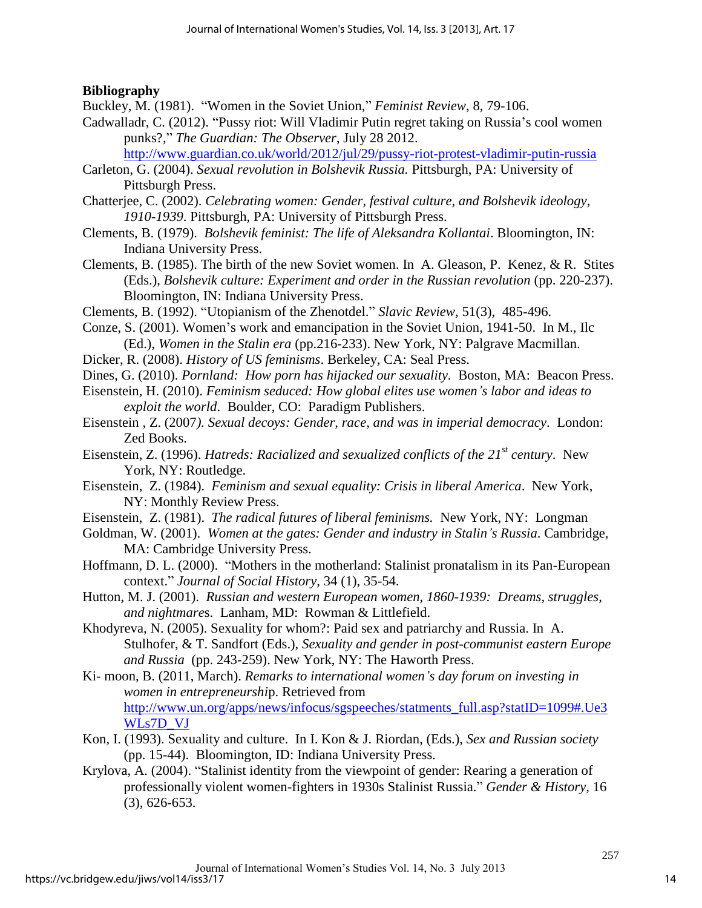**Bibliography**

Buckley, M. (1981). "Women in the Soviet Union," *Feminist Review*, 8, 79-106.

Cadwalladr, C. (2012). "Pussy riot: Will Vladimir Putin regret taking on Russia's cool women punks?," *The Guardian: The Observer*, July 28 2012. http://www.guardian.co.uk/world/2012/jul/29/pussy-riot-protest-vladimir-putin-russia

Carleton, G. (2004). *Sexual revolution in Bolshevik Russia.* Pittsburgh, PA: University of Pittsburgh Press.

Chatterjee, C. (2002). *Celebrating women: Gender, festival culture, and Bolshevik ideology, 1910-1939*. Pittsburgh, PA: University of Pittsburgh Press.

Clements, B. (1979). *Bolshevik feminist: The life of Aleksandra Kollantai*. Bloomington, IN: Indiana University Press.

Clements, B. (1985). The birth of the new Soviet women. In A. Gleason, P. Kenez, & R. Stites (Eds.), *Bolshevik culture: Experiment and order in the Russian revolution* (pp. 220-237). Bloomington, IN: Indiana University Press.

Clements, B. (1992). "Utopianism of the Zhenotdel." *Slavic Review*, 51(3), 485-496.

Conze, S. (2001). Women's work and emancipation in the Soviet Union, 1941-50. In M., Ilc (Ed.), *Women in the Stalin era* (pp.216-233). New York, NY: Palgrave Macmillan.

Dicker, R. (2008). *History of US feminisms*. Berkeley, CA: Seal Press.

Dines, G. (2010). *Pornland: How porn has hijacked our sexuality.* Boston, MA: Beacon Press.

Eisenstein, H. (2010). *Feminism seduced: How global elites use women's labor and ideas to exploit the world*. Boulder, CO: Paradigm Publishers.

Eisenstein , Z. (2007). *Sexual decoys: Gender, race, and was in imperial democracy*. London: Zed Books.

Eisenstein, Z. (1996). *Hatreds: Racialized and sexualized conflicts of the 21st century*. New York, NY: Routledge.

Eisenstein, Z. (1984). *Feminism and sexual equality: Crisis in liberal America*. New York, NY: Monthly Review Press.

Eisenstein, Z. (1981). *The radical futures of liberal feminisms.* New York, NY: Longman

Goldman, W. (2001). *Women at the gates: Gender and industry in Stalin's Russia*. Cambridge, MA: Cambridge University Press.

Hoffmann, D. L. (2000). "Mothers in the motherland: Stalinist pronatalism in its Pan-European context." *Journal of Social History,* 34 (1), 35-54.

Hutton, M. J. (2001). *Russian and western European women, 1860-1939: Dreams, struggles, and nightmares*. Lanham, MD: Rowman & Littlefield.

Khodyreva, N. (2005). Sexuality for whom?: Paid sex and patriarchy and Russia. In A. Stulhofer, & T. Sandfort (Eds.), *Sexuality and gender in post-communist eastern Europe and Russia* (pp. 243-259). New York, NY: The Haworth Press.

Ki- moon, B. (2011, March). *Remarks to international women's day forum on investing in women in entrepreneurship*. Retrieved from http://www.un.org/apps/news/infocus/sgspeeches/statments_full.asp?statID=1099#.Ue3WLs7D_VJ

Kon, I. (1993). Sexuality and culture. In I. Kon & J. Riordan, (Eds.), *Sex and Russian society* (pp. 15-44). Bloomington, ID: Indiana University Press.

Krylova, A. (2004). "Stalinist identity from the viewpoint of gender: Rearing a generation of professionally violent women-fighters in 1930s Stalinist Russia." *Gender & History,* 16 (3), 626-653.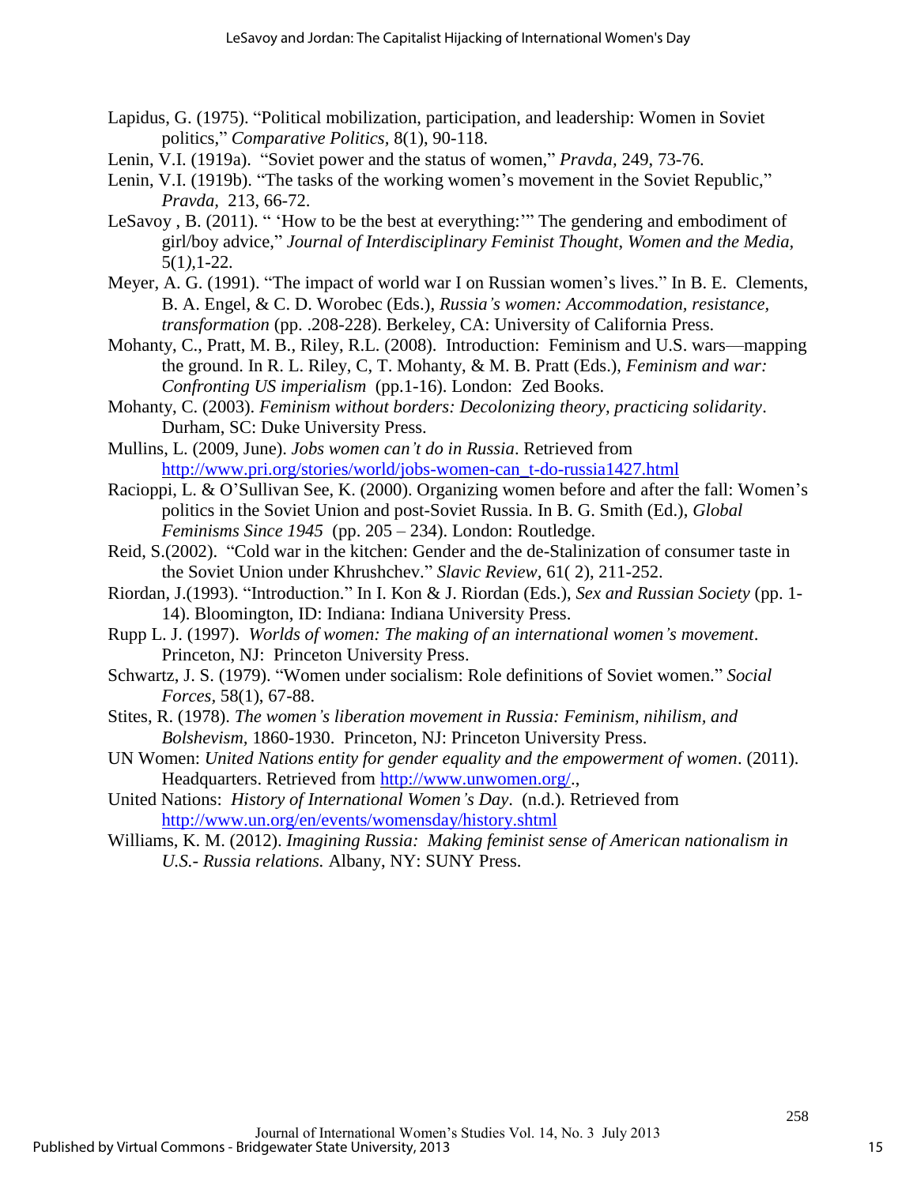Lapidus, G. (1975). "Political mobilization, participation, and leadership: Women in Soviet politics," *Comparative Politics,* 8(1), 90-118.

Lenin, V.I. (1919a). "Soviet power and the status of women," *Pravda,* 249, 73-76.

Lenin, V.I. (1919b). "The tasks of the working women's movement in the Soviet Republic," *Pravda,* 213, 66-72.

LeSavoy , B. (2011). " 'How to be the best at everything:'" The gendering and embodiment of girl/boy advice," *Journal of Interdisciplinary Feminist Thought, Women and the Media,* 5(1*)*,1-22.

Meyer, A. G. (1991). "The impact of world war I on Russian women's lives." In B. E. Clements, B. A. Engel, & C. D. Worobec (Eds.), *Russia's women: Accommodation, resistance, transformation* (pp. .208-228). Berkeley, CA: University of California Press.

Mohanty, C., Pratt, M. B., Riley, R.L. (2008). Introduction: Feminism and U.S. wars—mapping the ground. In R. L. Riley, C, T. Mohanty, & M. B. Pratt (Eds.), *Feminism and war: Confronting US imperialism* (pp.1-16). London: Zed Books.

Mohanty, C. (2003). *Feminism without borders: Decolonizing theory, practicing solidarity*. Durham, SC: Duke University Press.

Mullins, L. (2009, June). *Jobs women can't do in Russia*. Retrieved from http://www.pri.org/stories/world/jobs-women-can_t-do-russia1427.html

Racioppi, L. & O'Sullivan See, K. (2000). Organizing women before and after the fall: Women's politics in the Soviet Union and post-Soviet Russia. In B. G. Smith (Ed.), *Global Feminisms Since 1945* (pp. 205 – 234). London: Routledge.

Reid, S.(2002). "Cold war in the kitchen: Gender and the de-Stalinization of consumer taste in the Soviet Union under Khrushchev." *Slavic Review*, 61( 2), 211-252.

Riordan, J.(1993). "Introduction." In I. Kon & J. Riordan (Eds.), *Sex and Russian Society* (pp. 1-14). Bloomington, ID: Indiana: Indiana University Press.

Rupp L. J. (1997). *Worlds of women: The making of an international women's movement*. Princeton, NJ: Princeton University Press.

Schwartz, J. S. (1979). "Women under socialism: Role definitions of Soviet women." *Social Forces,* 58(1), 67-88.

Stites, R. (1978). *The women's liberation movement in Russia: Feminism, nihilism, and Bolshevism,* 1860-1930. Princeton, NJ: Princeton University Press.

UN Women: *United Nations entity for gender equality and the empowerment of women*. (2011). Headquarters. Retrieved from http://www.unwomen.org/.,

United Nations: *History of International Women's Day*. (n.d.). Retrieved from http://www.un.org/en/events/womensday/history.shtml

Williams, K. M. (2012). *Imagining Russia: Making feminist sense of American nationalism in U.S.- Russia relations.* Albany, NY: SUNY Press.